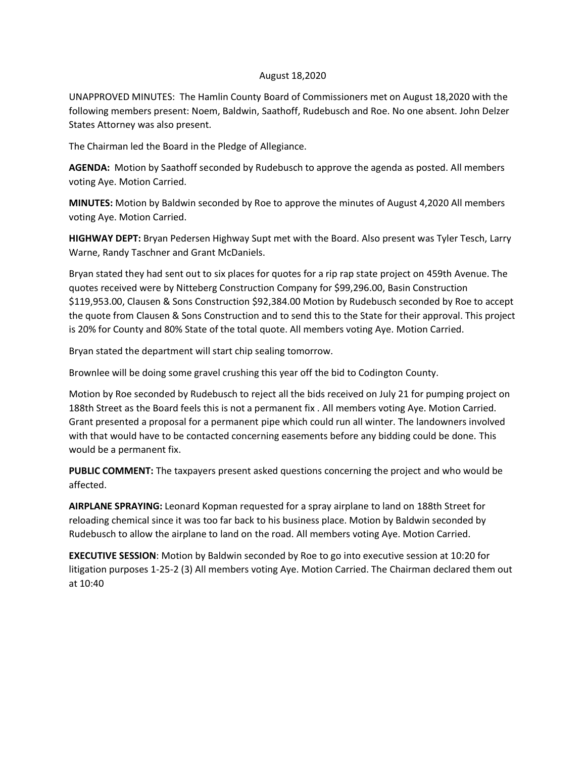August 18,2020

UNAPPROVED MINUTES: The Hamlin County Board of Commissioners met on August 18,2020 with the following members present: Noem, Baldwin, Saathoff, Rudebusch and Roe. No one absent. John Delzer States Attorney was also present.

The Chairman led the Board in the Pledge of Allegiance.

**AGENDA:** Motion by Saathoff seconded by Rudebusch to approve the agenda as posted. All members voting Aye. Motion Carried.

**MINUTES:** Motion by Baldwin seconded by Roe to approve the minutes of August 4,2020 All members voting Aye. Motion Carried.

**HIGHWAY DEPT:** Bryan Pedersen Highway Supt met with the Board. Also present was Tyler Tesch, Larry Warne, Randy Taschner and Grant McDaniels.

Bryan stated they had sent out to six places for quotes for a rip rap state project on 459th Avenue. The quotes received were by Nitteberg Construction Company for $99,296.00, Basin Construction $119,953.00, Clausen & Sons Construction $92,384.00 Motion by Rudebusch seconded by Roe to accept the quote from Clausen & Sons Construction and to send this to the State for their approval. This project is 20% for County and 80% State of the total quote. All members voting Aye. Motion Carried.

Bryan stated the department will start chip sealing tomorrow.

Brownlee will be doing some gravel crushing this year off the bid to Codington County.

Motion by Roe seconded by Rudebusch to reject all the bids received on July 21 for pumping project on 188th Street as the Board feels this is not a permanent fix . All members voting Aye. Motion Carried. Grant presented a proposal for a permanent pipe which could run all winter. The landowners involved with that would have to be contacted concerning easements before any bidding could be done. This would be a permanent fix.

**PUBLIC COMMENT:** The taxpayers present asked questions concerning the project and who would be affected.

**AIRPLANE SPRAYING:** Leonard Kopman requested for a spray airplane to land on 188th Street for reloading chemical since it was too far back to his business place. Motion by Baldwin seconded by Rudebusch to allow the airplane to land on the road. All members voting Aye. Motion Carried.

**EXECUTIVE SESSION**: Motion by Baldwin seconded by Roe to go into executive session at 10:20 for litigation purposes 1-25-2 (3) All members voting Aye. Motion Carried. The Chairman declared them out at 10:40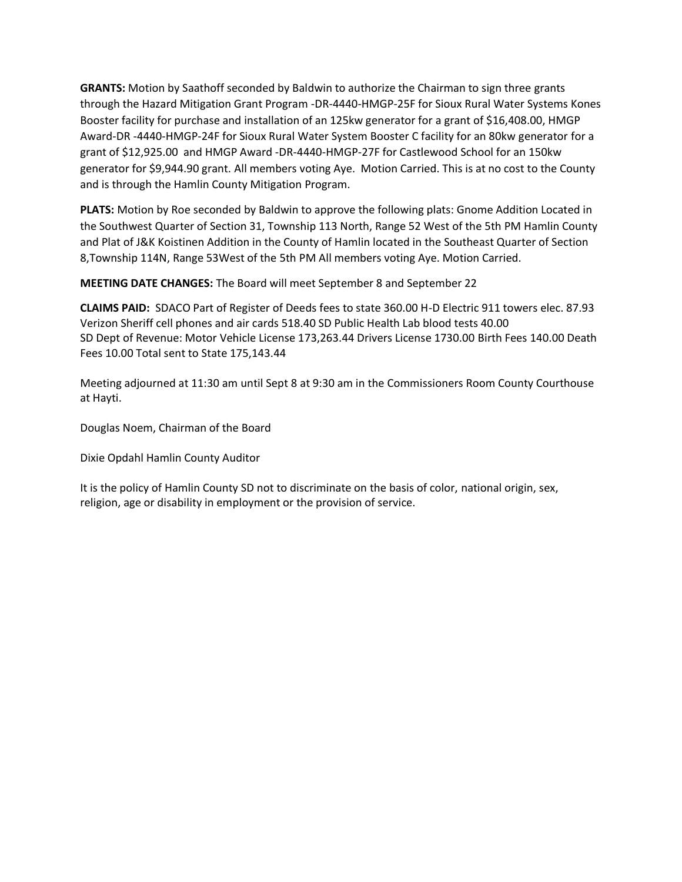**GRANTS:** Motion by Saathoff seconded by Baldwin to authorize the Chairman to sign three grants through the Hazard Mitigation Grant Program -DR-4440-HMGP-25F for Sioux Rural Water Systems Kones Booster facility for purchase and installation of an 125kw generator for a grant of $16,408.00, HMGP Award-DR -4440-HMGP-24F for Sioux Rural Water System Booster C facility for an 80kw generator for a grant of $12,925.00 and HMGP Award -DR-4440-HMGP-27F for Castlewood School for an 150kw generator for $9,944.90 grant. All members voting Aye. Motion Carried. This is at no cost to the County and is through the Hamlin County Mitigation Program.

**PLATS:** Motion by Roe seconded by Baldwin to approve the following plats: Gnome Addition Located in the Southwest Quarter of Section 31, Township 113 North, Range 52 West of the 5th PM Hamlin County and Plat of J&K Koistinen Addition in the County of Hamlin located in the Southeast Quarter of Section 8,Township 114N, Range 53West of the 5th PM All members voting Aye. Motion Carried.

**MEETING DATE CHANGES:** The Board will meet September 8 and September 22

**CLAIMS PAID:** SDACO Part of Register of Deeds fees to state 360.00 H-D Electric 911 towers elec. 87.93 Verizon Sheriff cell phones and air cards 518.40 SD Public Health Lab blood tests 40.00
SD Dept of Revenue: Motor Vehicle License 173,263.44 Drivers License 1730.00 Birth Fees 140.00 Death Fees 10.00 Total sent to State 175,143.44

Meeting adjourned at 11:30 am until Sept 8 at 9:30 am in the Commissioners Room County Courthouse at Hayti.

Douglas Noem, Chairman of the Board

Dixie Opdahl Hamlin County Auditor

It is the policy of Hamlin County SD not to discriminate on the basis of color, national origin, sex, religion, age or disability in employment or the provision of service.